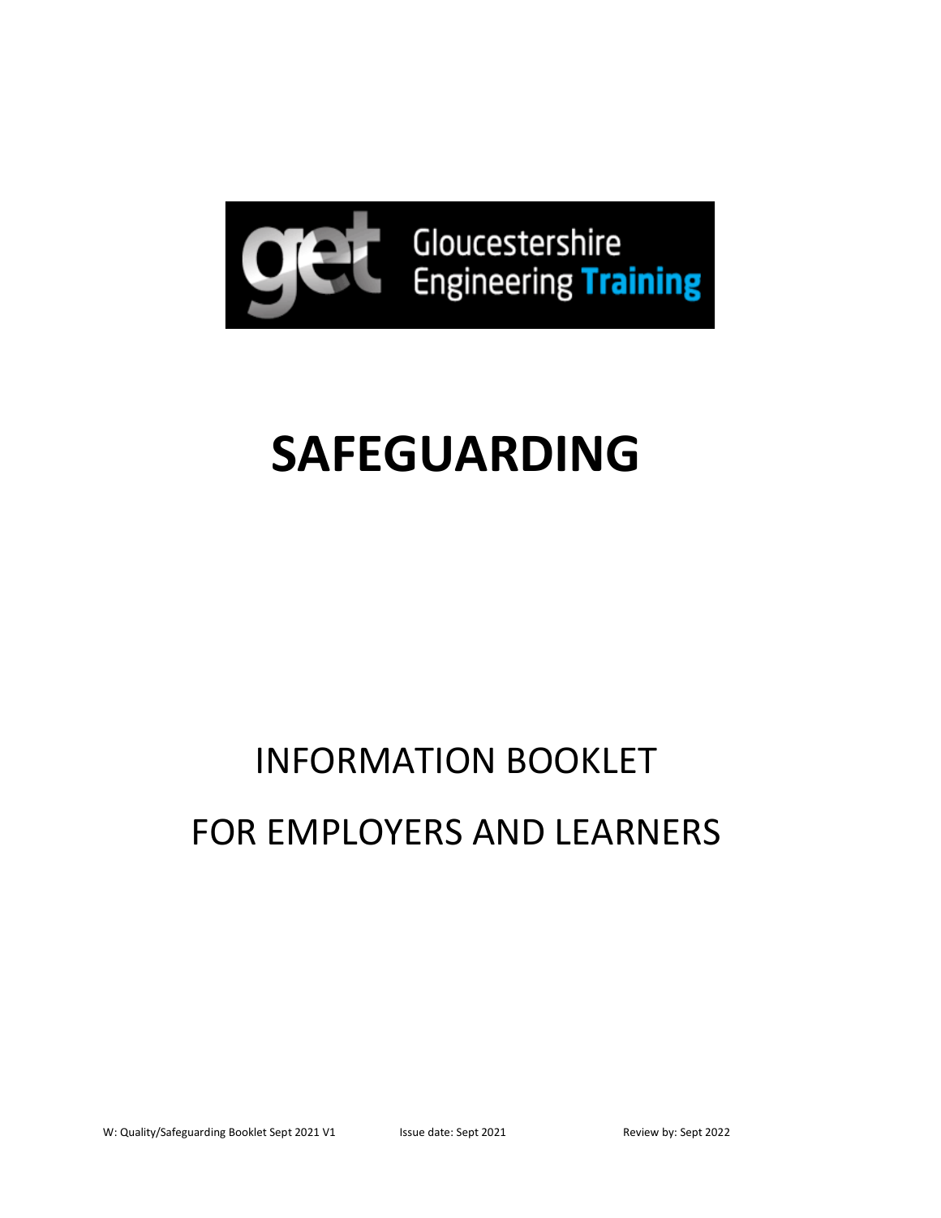Gloucestershire Engineering Training

# SAFEGUARDING

## INFORMATION BOOKLET

## FOR EMPLOYERS AND LEARNERS

W: Quality/Safeguarding Booklet Sept 2021 V1 Issue date: Sept 2021 Review by: Sept 2022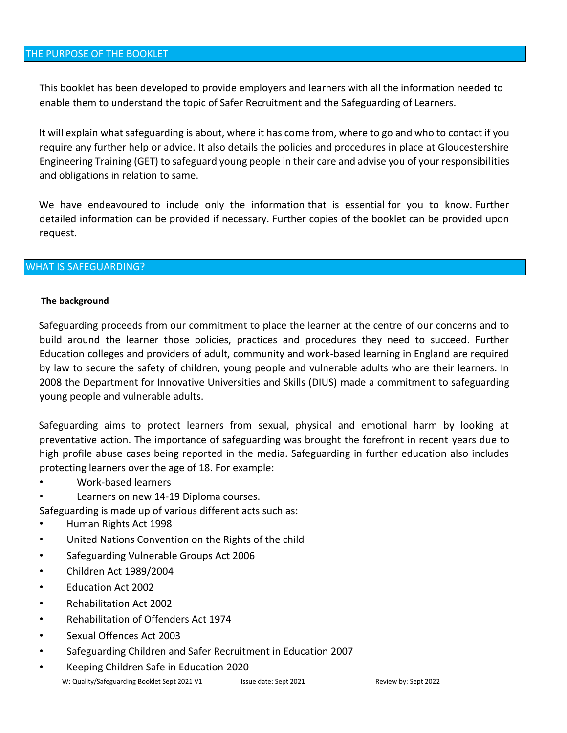## THE PURPOSE OF THE BOOKLET

This booklet has been developed to provide employers and learners with all the information needed to enable them to understand the topic of Safer Recruitment and the Safeguarding of Learners.

It will explain what safeguarding is about, where it has come from, where to go and who to contact if you require any further help or advice. It also details the policies and procedures in place at Gloucestershire Engineering Training (GET) to safeguard young people in their care and advise you of your responsibilities and obligations in relation to same.

We have endeavoured to include only the information that is essential for you to know. Further detailed information can be provided if necessary. Further copies of the booklet can be provided upon request.

## WHAT IS SAFEGUARDING?

**The background**

Safeguarding proceeds from our commitment to place the learner at the centre of our concerns and to build around the learner those policies, practices and procedures they need to succeed. Further Education colleges and providers of adult, community and work-based learning in England are required by law to secure the safety of children, young people and vulnerable adults who are their learners. In 2008 the Department for Innovative Universities and Skills (DIUS) made a commitment to safeguarding young people and vulnerable adults.

Safeguarding aims to protect learners from sexual, physical and emotional harm by looking at preventative action. The importance of safeguarding was brought the forefront in recent years due to high profile abuse cases being reported in the media. Safeguarding in further education also includes protecting learners over the age of 18. For example:

- Work-based learners
- Learners on new 14-19 Diploma courses.

Safeguarding is made up of various different acts such as:

- Human Rights Act 1998
- United Nations Convention on the Rights of the child
- Safeguarding Vulnerable Groups Act 2006
- Children Act 1989/2004
- Education Act 2002
- Rehabilitation Act 2002
- Rehabilitation of Offenders Act 1974
- Sexual Offences Act 2003
- Safeguarding Children and Safer Recruitment in Education 2007
- Keeping Children Safe in Education 2020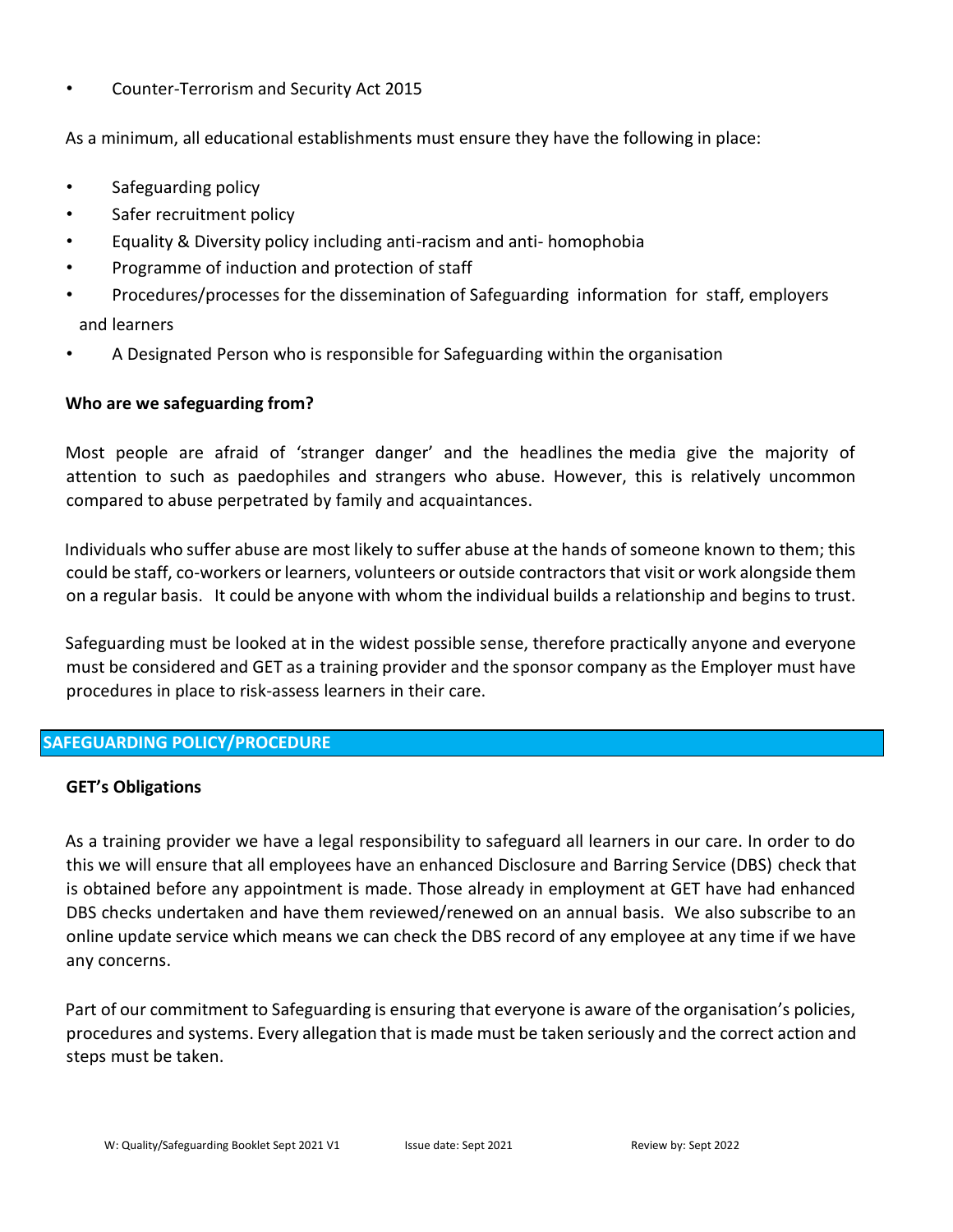- Counter-Terrorism and Security Act 2015

As a minimum, all educational establishments must ensure they have the following in place:

- Safeguarding policy
- Safer recruitment policy
- Equality & Diversity policy including anti-racism and anti- homophobia
- Programme of induction and protection of staff
- Procedures/processes for the dissemination of Safeguarding information for staff, employers and learners
- A Designated Person who is responsible for Safeguarding within the organisation

**Who are we safeguarding from?**

Most people are afraid of 'stranger danger' and the headlines the media give the majority of attention to such as paedophiles and strangers who abuse. However, this is relatively uncommon compared to abuse perpetrated by family and acquaintances.

Individuals who suffer abuse are most likely to suffer abuse at the hands of someone known to them; this could be staff, co-workers or learners, volunteers or outside contractors that visit or work alongside them on a regular basis. It could be anyone with whom the individual builds a relationship and begins to trust.

Safeguarding must be looked at in the widest possible sense, therefore practically anyone and everyone must be considered and GET as a training provider and the sponsor company as the Employer must have procedures in place to risk-assess learners in their care.

## SAFEGUARDING POLICY/PROCEDURE

**GET's Obligations**

As a training provider we have a legal responsibility to safeguard all learners in our care. In order to do this we will ensure that all employees have an enhanced Disclosure and Barring Service (DBS) check that is obtained before any appointment is made. Those already in employment at GET have had enhanced DBS checks undertaken and have them reviewed/renewed on an annual basis. We also subscribe to an online update service which means we can check the DBS record of any employee at any time if we have any concerns.

Part of our commitment to Safeguarding is ensuring that everyone is aware of the organisation's policies, procedures and systems. Every allegation that is made must be taken seriously and the correct action and steps must be taken.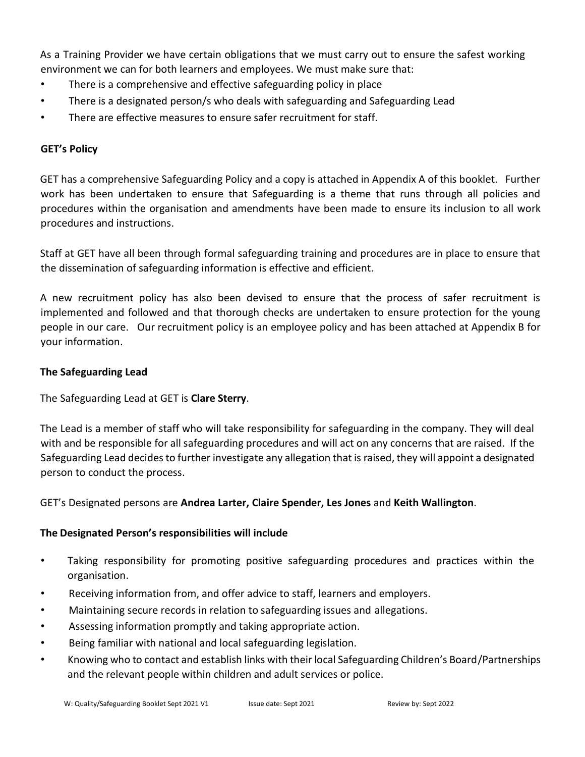As a Training Provider we have certain obligations that we must carry out to ensure the safest working environment we can for both learners and employees. We must make sure that:

- There is a comprehensive and effective safeguarding policy in place
- There is a designated person/s who deals with safeguarding and Safeguarding Lead
- There are effective measures to ensure safer recruitment for staff.

**GET's Policy**

GET has a comprehensive Safeguarding Policy and a copy is attached in Appendix A of this booklet. Further work has been undertaken to ensure that Safeguarding is a theme that runs through all policies and procedures within the organisation and amendments have been made to ensure its inclusion to all work procedures and instructions.

Staff at GET have all been through formal safeguarding training and procedures are in place to ensure that the dissemination of safeguarding information is effective and efficient.

A new recruitment policy has also been devised to ensure that the process of safer recruitment is implemented and followed and that thorough checks are undertaken to ensure protection for the young people in our care. Our recruitment policy is an employee policy and has been attached at Appendix B for your information.

**The Safeguarding Lead**

The Safeguarding Lead at GET is **Clare Sterry**.

The Lead is a member of staff who will take responsibility for safeguarding in the company. They will deal with and be responsible for all safeguarding procedures and will act on any concerns that are raised. If the Safeguarding Lead decides to further investigate any allegation that is raised, they will appoint a designated person to conduct the process.

GET's Designated persons are **Andrea Larter, Claire Spender, Les Jones** and **Keith Wallington**.

**The Designated Person's responsibilities will include**

- Taking responsibility for promoting positive safeguarding procedures and practices within the organisation.
- Receiving information from, and offer advice to staff, learners and employers.
- Maintaining secure records in relation to safeguarding issues and allegations.
- Assessing information promptly and taking appropriate action.
- Being familiar with national and local safeguarding legislation.
- Knowing who to contact and establish links with their local Safeguarding Children's Board/Partnerships and the relevant people within children and adult services or police.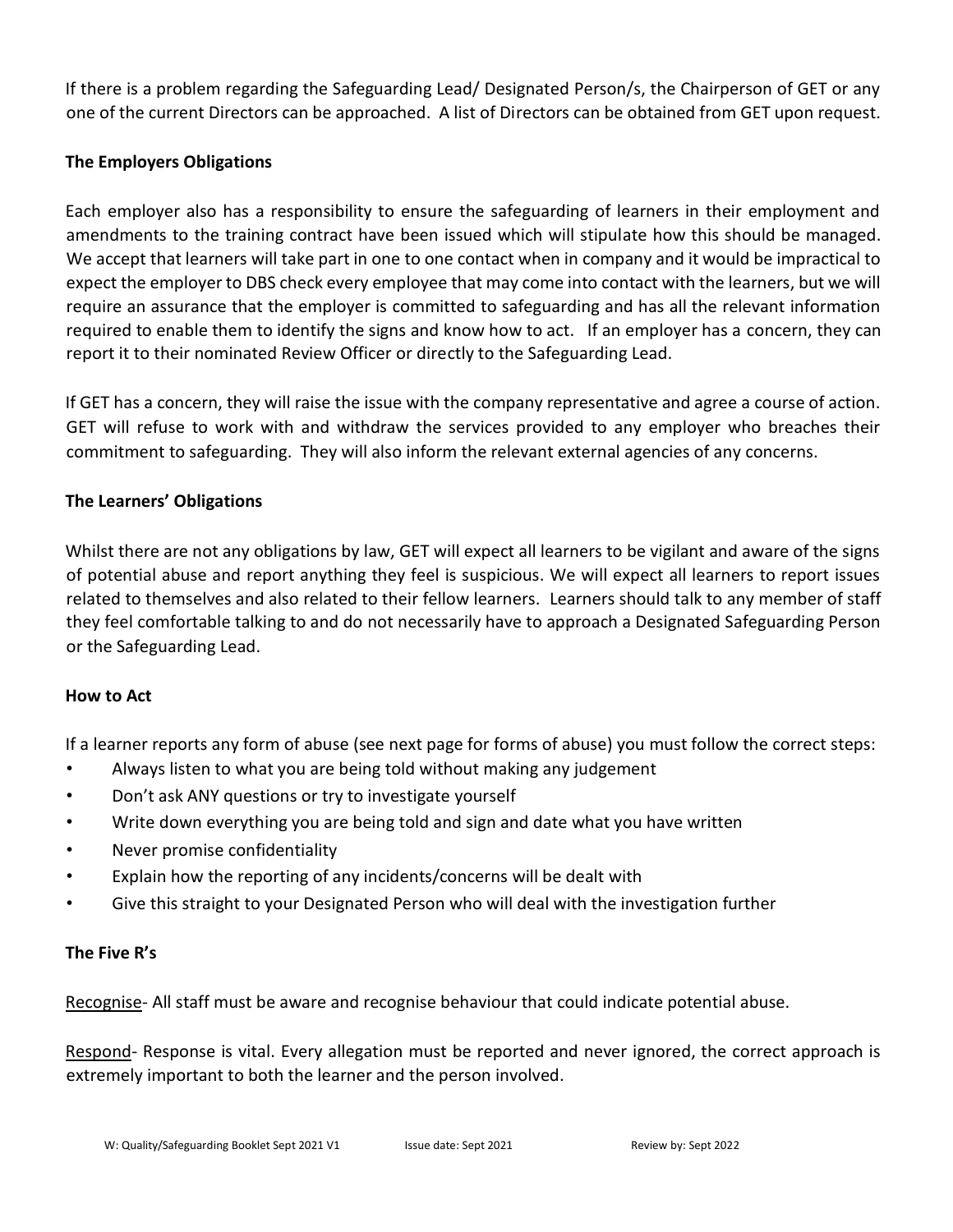If there is a problem regarding the Safeguarding Lead/ Designated Person/s, the Chairperson of GET or any one of the current Directors can be approached. A list of Directors can be obtained from GET upon request.

**The Employers Obligations**

Each employer also has a responsibility to ensure the safeguarding of learners in their employment and amendments to the training contract have been issued which will stipulate how this should be managed. We accept that learners will take part in one to one contact when in company and it would be impractical to expect the employer to DBS check every employee that may come into contact with the learners, but we will require an assurance that the employer is committed to safeguarding and has all the relevant information required to enable them to identify the signs and know how to act. If an employer has a concern, they can report it to their nominated Review Officer or directly to the Safeguarding Lead.

If GET has a concern, they will raise the issue with the company representative and agree a course of action. GET will refuse to work with and withdraw the services provided to any employer who breaches their commitment to safeguarding. They will also inform the relevant external agencies of any concerns.

**The Learners' Obligations**

Whilst there are not any obligations by law, GET will expect all learners to be vigilant and aware of the signs of potential abuse and report anything they feel is suspicious. We will expect all learners to report issues related to themselves and also related to their fellow learners. Learners should talk to any member of staff they feel comfortable talking to and do not necessarily have to approach a Designated Safeguarding Person or the Safeguarding Lead.

**How to Act**

If a learner reports any form of abuse (see next page for forms of abuse) you must follow the correct steps:

- Always listen to what you are being told without making any judgement
- Don't ask ANY questions or try to investigate yourself
- Write down everything you are being told and sign and date what you have written
- Never promise confidentiality
- Explain how the reporting of any incidents/concerns will be dealt with
- Give this straight to your Designated Person who will deal with the investigation further

**The Five R's**

<u>Recognise</u>- All staff must be aware and recognise behaviour that could indicate potential abuse.

<u>Respond</u>- Response is vital. Every allegation must be reported and never ignored, the correct approach is extremely important to both the learner and the person involved.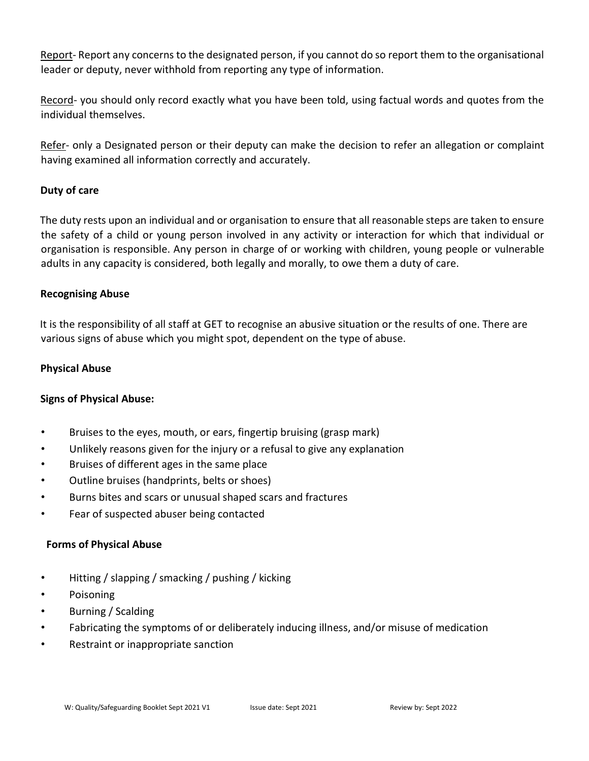<u>Report</u>- Report any concerns to the designated person, if you cannot do so report them to the organisational leader or deputy, never withhold from reporting any type of information.

<u>Record</u>- you should only record exactly what you have been told, using factual words and quotes from the individual themselves.

<u>Refer</u>- only a Designated person or their deputy can make the decision to refer an allegation or complaint having examined all information correctly and accurately.

**Duty of care**

The duty rests upon an individual and or organisation to ensure that all reasonable steps are taken to ensure the safety of a child or young person involved in any activity or interaction for which that individual or organisation is responsible. Any person in charge of or working with children, young people or vulnerable adults in any capacity is considered, both legally and morally, to owe them a duty of care.

**Recognising Abuse**

It is the responsibility of all staff at GET to recognise an abusive situation or the results of one. There are various signs of abuse which you might spot, dependent on the type of abuse.

**Physical Abuse**

**Signs of Physical Abuse:**

- Bruises to the eyes, mouth, or ears, fingertip bruising (grasp mark)
- Unlikely reasons given for the injury or a refusal to give any explanation
- Bruises of different ages in the same place
- Outline bruises (handprints, belts or shoes)
- Burns bites and scars or unusual shaped scars and fractures
- Fear of suspected abuser being contacted

**Forms of Physical Abuse**

- Hitting / slapping / smacking / pushing / kicking
- Poisoning
- Burning / Scalding
- Fabricating the symptoms of or deliberately inducing illness, and/or misuse of medication
- Restraint or inappropriate sanction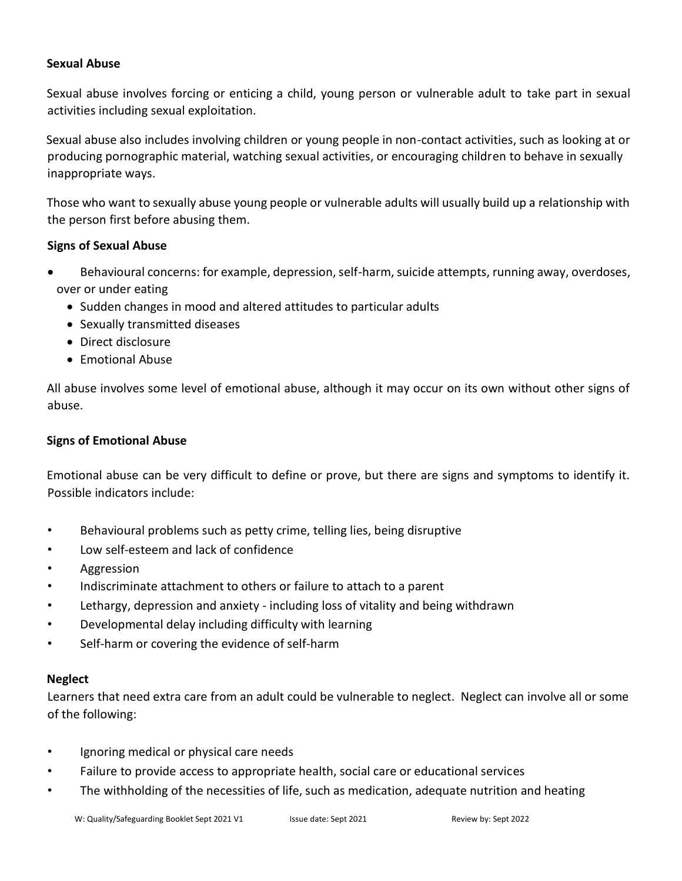**Sexual Abuse**

Sexual abuse involves forcing or enticing a child, young person or vulnerable adult to take part in sexual activities including sexual exploitation.

Sexual abuse also includes involving children or young people in non-contact activities, such as looking at or producing pornographic material, watching sexual activities, or encouraging children to behave in sexually inappropriate ways.

Those who want to sexually abuse young people or vulnerable adults will usually build up a relationship with the person first before abusing them.

**Signs of Sexual Abuse**

- Behavioural concerns: for example, depression, self-harm, suicide attempts, running away, overdoses, over or under eating
- Sudden changes in mood and altered attitudes to particular adults
- Sexually transmitted diseases
- Direct disclosure
- Emotional Abuse

All abuse involves some level of emotional abuse, although it may occur on its own without other signs of abuse.

**Signs of Emotional Abuse**

Emotional abuse can be very difficult to define or prove, but there are signs and symptoms to identify it. Possible indicators include:

- Behavioural problems such as petty crime, telling lies, being disruptive
- Low self-esteem and lack of confidence
- Aggression
- Indiscriminate attachment to others or failure to attach to a parent
- Lethargy, depression and anxiety - including loss of vitality and being withdrawn
- Developmental delay including difficulty with learning
- Self-harm or covering the evidence of self-harm

**Neglect**

Learners that need extra care from an adult could be vulnerable to neglect. Neglect can involve all or some of the following:

- Ignoring medical or physical care needs
- Failure to provide access to appropriate health, social care or educational services
- The withholding of the necessities of life, such as medication, adequate nutrition and heating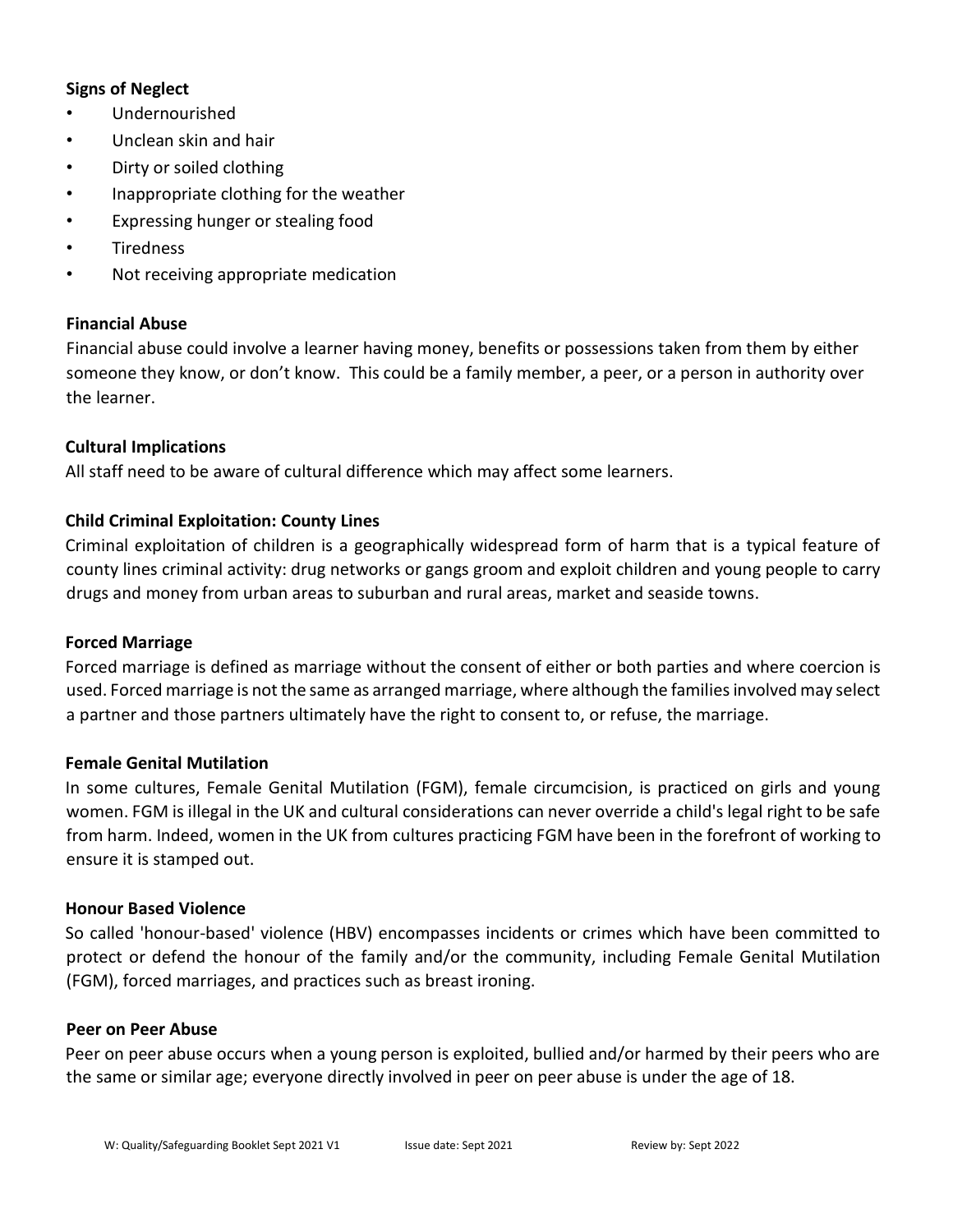**Signs of Neglect**

- Undernourished
- Unclean skin and hair
- Dirty or soiled clothing
- Inappropriate clothing for the weather
- Expressing hunger or stealing food
- Tiredness
- Not receiving appropriate medication

**Financial Abuse**

Financial abuse could involve a learner having money, benefits or possessions taken from them by either someone they know, or don't know. This could be a family member, a peer, or a person in authority over the learner.

**Cultural Implications**

All staff need to be aware of cultural difference which may affect some learners.

**Child Criminal Exploitation: County Lines**

Criminal exploitation of children is a geographically widespread form of harm that is a typical feature of county lines criminal activity: drug networks or gangs groom and exploit children and young people to carry drugs and money from urban areas to suburban and rural areas, market and seaside towns.

**Forced Marriage**

Forced marriage is defined as marriage without the consent of either or both parties and where coercion is used. Forced marriage is not the same as arranged marriage, where although the families involved may select a partner and those partners ultimately have the right to consent to, or refuse, the marriage.

**Female Genital Mutilation**

In some cultures, Female Genital Mutilation (FGM), female circumcision, is practiced on girls and young women. FGM is illegal in the UK and cultural considerations can never override a child's legal right to be safe from harm. Indeed, women in the UK from cultures practicing FGM have been in the forefront of working to ensure it is stamped out.

**Honour Based Violence**

So called 'honour-based' violence (HBV) encompasses incidents or crimes which have been committed to protect or defend the honour of the family and/or the community, including Female Genital Mutilation (FGM), forced marriages, and practices such as breast ironing.

**Peer on Peer Abuse**

Peer on peer abuse occurs when a young person is exploited, bullied and/or harmed by their peers who are the same or similar age; everyone directly involved in peer on peer abuse is under the age of 18.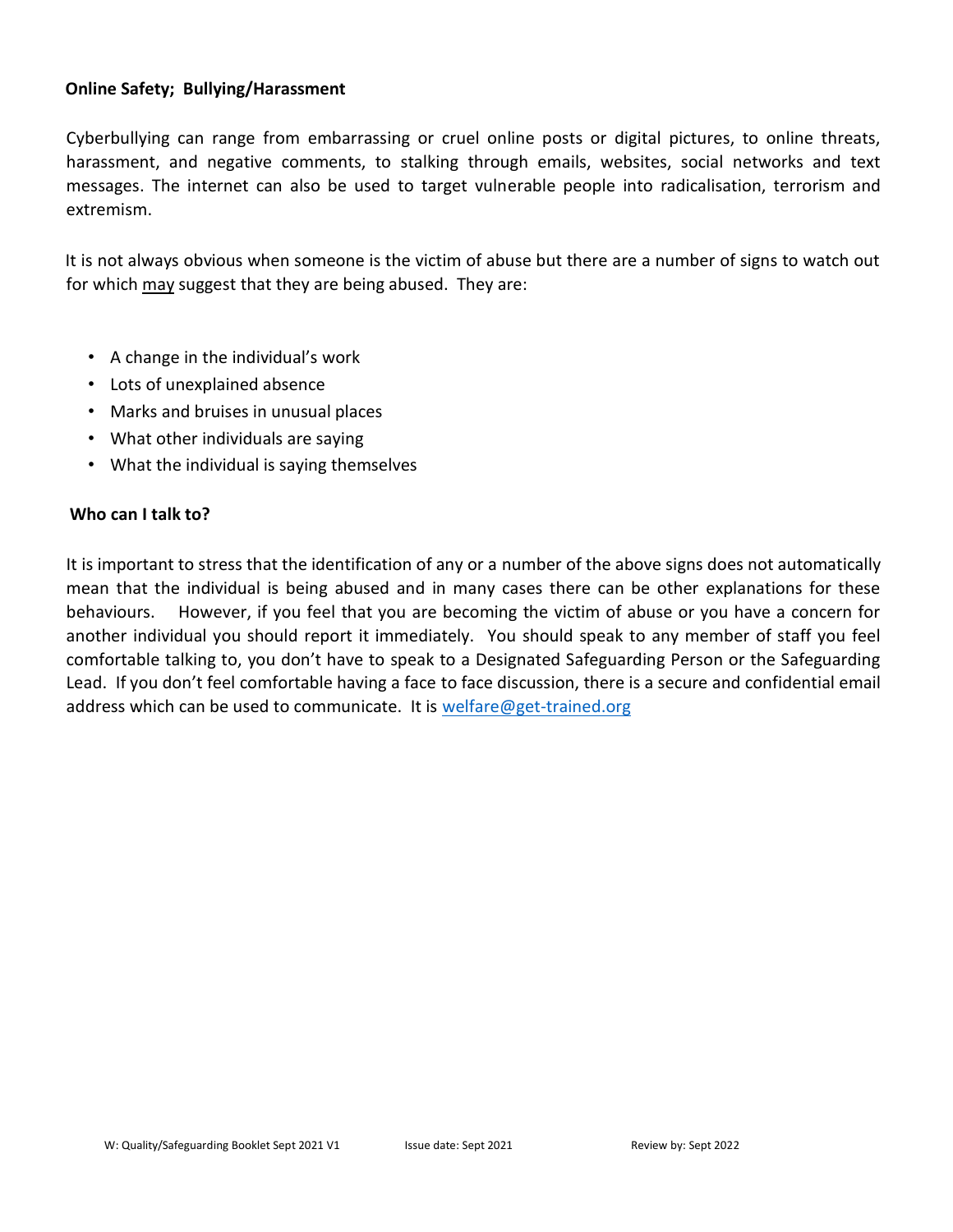**Online Safety; Bullying/Harassment**

Cyberbullying can range from embarrassing or cruel online posts or digital pictures, to online threats, harassment, and negative comments, to stalking through emails, websites, social networks and text messages. The internet can also be used to target vulnerable people into radicalisation, terrorism and extremism.

It is not always obvious when someone is the victim of abuse but there are a number of signs to watch out for which may suggest that they are being abused. They are:

- A change in the individual's work
- Lots of unexplained absence
- Marks and bruises in unusual places
- What other individuals are saying
- What the individual is saying themselves

**Who can I talk to?**

It is important to stress that the identification of any or a number of the above signs does not automatically mean that the individual is being abused and in many cases there can be other explanations for these behaviours. However, if you feel that you are becoming the victim of abuse or you have a concern for another individual you should report it immediately. You should speak to any member of staff you feel comfortable talking to, you don't have to speak to a Designated Safeguarding Person or the Safeguarding Lead. If you don't feel comfortable having a face to face discussion, there is a secure and confidential email address which can be used to communicate. It is welfare@get-trained.org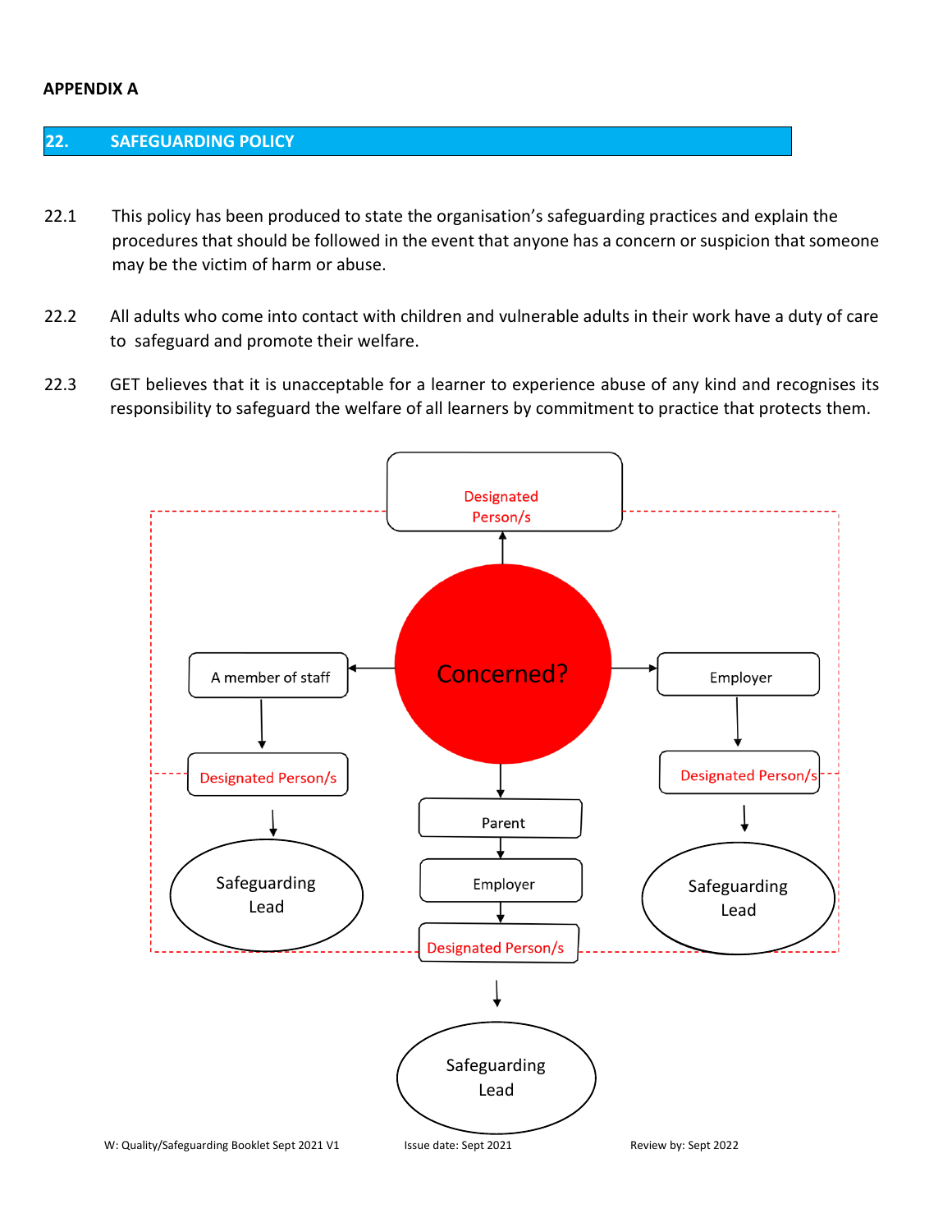**APPENDIX A**

## 22. SAFEGUARDING POLICY

22.1 This policy has been produced to state the organisation's safeguarding practices and explain the procedures that should be followed in the event that anyone has a concern or suspicion that someone may be the victim of harm or abuse.

22.2 All adults who come into contact with children and vulnerable adults in their work have a duty of care to safeguard and promote their welfare.

22.3 GET believes that it is unacceptable for a learner to experience abuse of any kind and recognises its responsibility to safeguard the welfare of all learners by commitment to practice that protects them.

Designated Person/s

Concerned?

A member of staff → Designated Person/s → Safeguarding Lead

Employer → Designated Person/s → Safeguarding Lead

Parent → Employer → Designated Person/s → Safeguarding Lead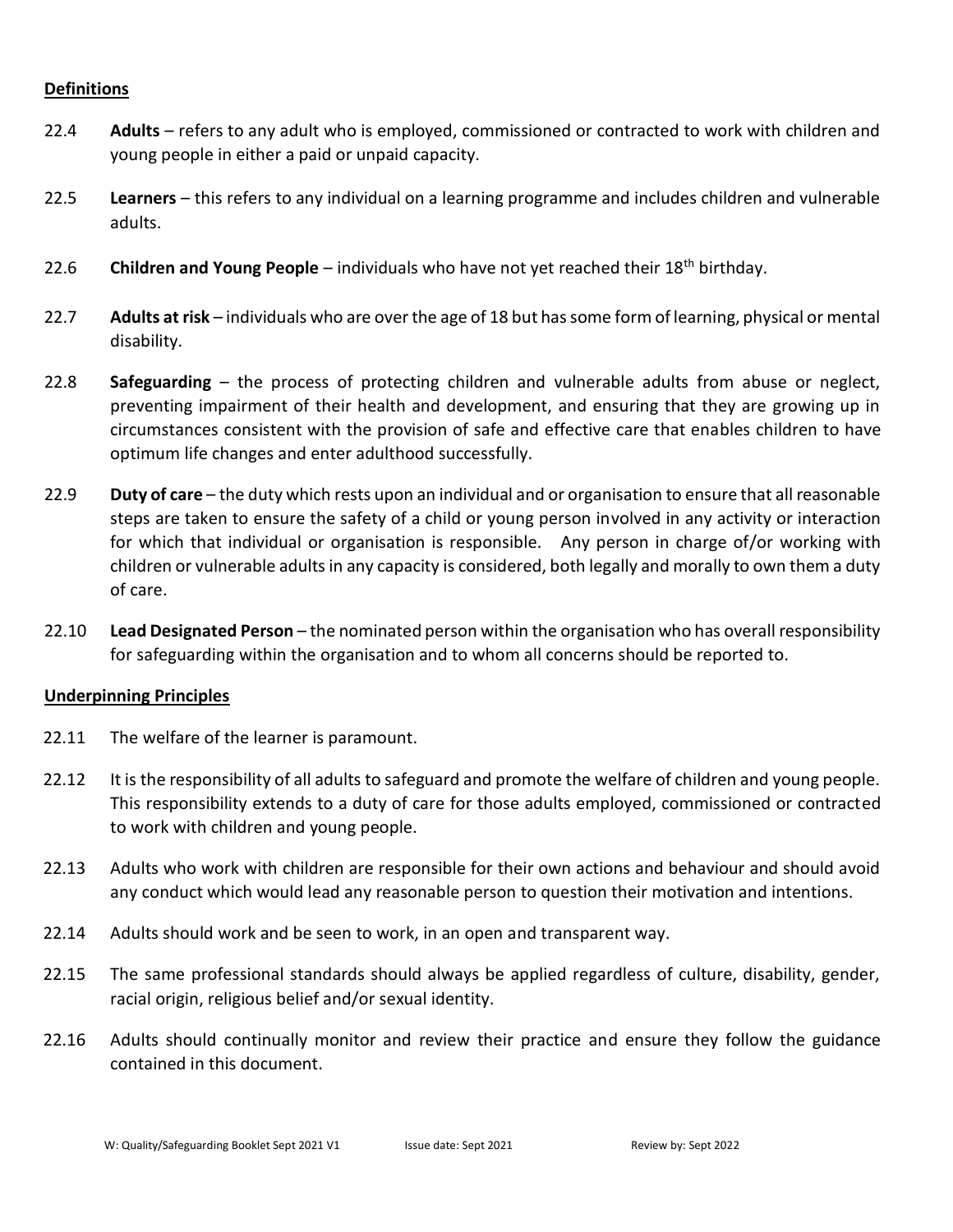**Definitions**

22.4 **Adults** – refers to any adult who is employed, commissioned or contracted to work with children and young people in either a paid or unpaid capacity.

22.5 **Learners** – this refers to any individual on a learning programme and includes children and vulnerable adults.

22.6 **Children and Young People** – individuals who have not yet reached their 18th birthday.

22.7 **Adults at risk** – individuals who are over the age of 18 but has some form of learning, physical or mental disability.

22.8 **Safeguarding** – the process of protecting children and vulnerable adults from abuse or neglect, preventing impairment of their health and development, and ensuring that they are growing up in circumstances consistent with the provision of safe and effective care that enables children to have optimum life changes and enter adulthood successfully.

22.9 **Duty of care** – the duty which rests upon an individual and or organisation to ensure that all reasonable steps are taken to ensure the safety of a child or young person involved in any activity or interaction for which that individual or organisation is responsible. Any person in charge of/or working with children or vulnerable adults in any capacity is considered, both legally and morally to own them a duty of care.

22.10 **Lead Designated Person** – the nominated person within the organisation who has overall responsibility for safeguarding within the organisation and to whom all concerns should be reported to.

**Underpinning Principles**

22.11 The welfare of the learner is paramount.

22.12 It is the responsibility of all adults to safeguard and promote the welfare of children and young people. This responsibility extends to a duty of care for those adults employed, commissioned or contracted to work with children and young people.

22.13 Adults who work with children are responsible for their own actions and behaviour and should avoid any conduct which would lead any reasonable person to question their motivation and intentions.

22.14 Adults should work and be seen to work, in an open and transparent way.

22.15 The same professional standards should always be applied regardless of culture, disability, gender, racial origin, religious belief and/or sexual identity.

22.16 Adults should continually monitor and review their practice and ensure they follow the guidance contained in this document.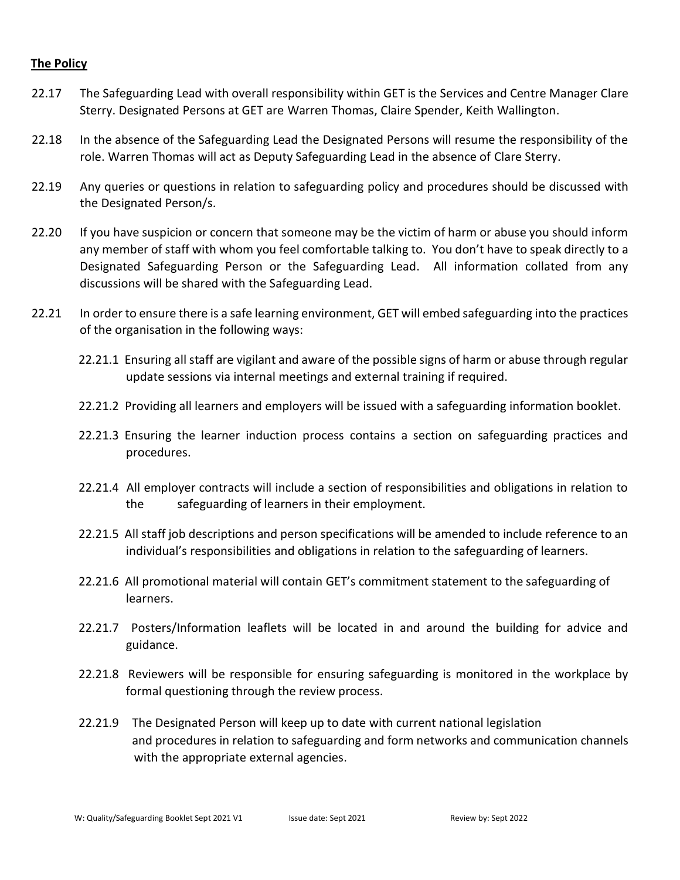**The Policy**

22.17 The Safeguarding Lead with overall responsibility within GET is the Services and Centre Manager Clare Sterry. Designated Persons at GET are Warren Thomas, Claire Spender, Keith Wallington.

22.18 In the absence of the Safeguarding Lead the Designated Persons will resume the responsibility of the role. Warren Thomas will act as Deputy Safeguarding Lead in the absence of Clare Sterry.

22.19 Any queries or questions in relation to safeguarding policy and procedures should be discussed with the Designated Person/s.

22.20 If you have suspicion or concern that someone may be the victim of harm or abuse you should inform any member of staff with whom you feel comfortable talking to. You don't have to speak directly to a Designated Safeguarding Person or the Safeguarding Lead. All information collated from any discussions will be shared with the Safeguarding Lead.

22.21 In order to ensure there is a safe learning environment, GET will embed safeguarding into the practices of the organisation in the following ways:

22.21.1 Ensuring all staff are vigilant and aware of the possible signs of harm or abuse through regular update sessions via internal meetings and external training if required.

22.21.2 Providing all learners and employers will be issued with a safeguarding information booklet.

22.21.3 Ensuring the learner induction process contains a section on safeguarding practices and procedures.

22.21.4 All employer contracts will include a section of responsibilities and obligations in relation to the safeguarding of learners in their employment.

22.21.5 All staff job descriptions and person specifications will be amended to include reference to an individual's responsibilities and obligations in relation to the safeguarding of learners.

22.21.6 All promotional material will contain GET's commitment statement to the safeguarding of learners.

22.21.7 Posters/Information leaflets will be located in and around the building for advice and guidance.

22.21.8 Reviewers will be responsible for ensuring safeguarding is monitored in the workplace by formal questioning through the review process.

22.21.9 The Designated Person will keep up to date with current national legislation and procedures in relation to safeguarding and form networks and communication channels with the appropriate external agencies.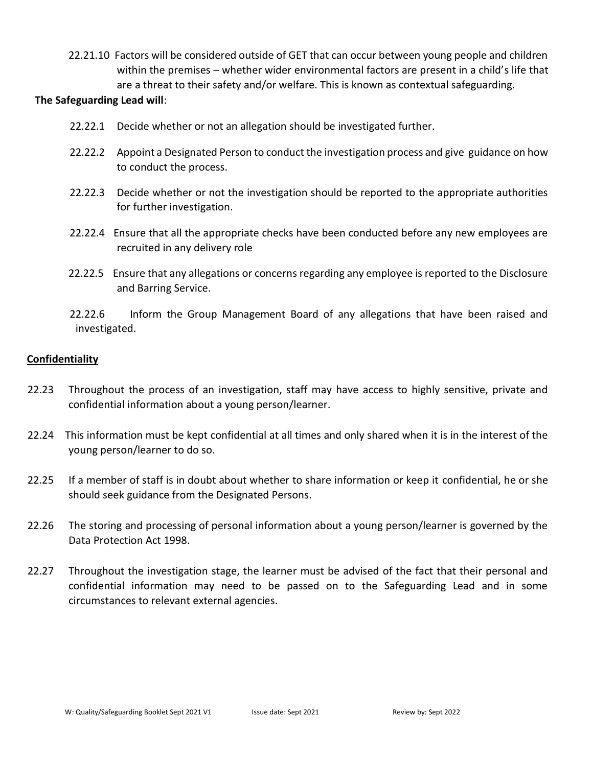22.21.10 Factors will be considered outside of GET that can occur between young people and children within the premises – whether wider environmental factors are present in a child's life that are a threat to their safety and/or welfare. This is known as contextual safeguarding.

**The Safeguarding Lead will**:

22.22.1 Decide whether or not an allegation should be investigated further.

22.22.2 Appoint a Designated Person to conduct the investigation process and give guidance on how to conduct the process.

22.22.3 Decide whether or not the investigation should be reported to the appropriate authorities for further investigation.

22.22.4 Ensure that all the appropriate checks have been conducted before any new employees are recruited in any delivery role

22.22.5 Ensure that any allegations or concerns regarding any employee is reported to the Disclosure and Barring Service.

22.22.6 Inform the Group Management Board of any allegations that have been raised and investigated.

**Confidentiality**

22.23 Throughout the process of an investigation, staff may have access to highly sensitive, private and confidential information about a young person/learner.

22.24 This information must be kept confidential at all times and only shared when it is in the interest of the young person/learner to do so.

22.25 If a member of staff is in doubt about whether to share information or keep it confidential, he or she should seek guidance from the Designated Persons.

22.26 The storing and processing of personal information about a young person/learner is governed by the Data Protection Act 1998.

22.27 Throughout the investigation stage, the learner must be advised of the fact that their personal and confidential information may need to be passed on to the Safeguarding Lead and in some circumstances to relevant external agencies.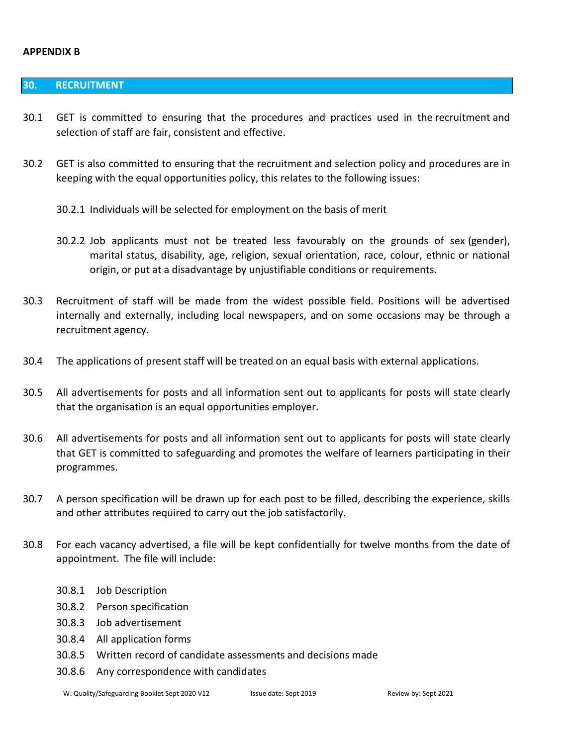**APPENDIX B**

## 30. RECRUITMENT

30.1 GET is committed to ensuring that the procedures and practices used in the recruitment and selection of staff are fair, consistent and effective.

30.2 GET is also committed to ensuring that the recruitment and selection policy and procedures are in keeping with the equal opportunities policy, this relates to the following issues:

30.2.1 Individuals will be selected for employment on the basis of merit

30.2.2 Job applicants must not be treated less favourably on the grounds of sex (gender), marital status, disability, age, religion, sexual orientation, race, colour, ethnic or national origin, or put at a disadvantage by unjustifiable conditions or requirements.

30.3 Recruitment of staff will be made from the widest possible field. Positions will be advertised internally and externally, including local newspapers, and on some occasions may be through a recruitment agency.

30.4 The applications of present staff will be treated on an equal basis with external applications.

30.5 All advertisements for posts and all information sent out to applicants for posts will state clearly that the organisation is an equal opportunities employer.

30.6 All advertisements for posts and all information sent out to applicants for posts will state clearly that GET is committed to safeguarding and promotes the welfare of learners participating in their programmes.

30.7 A person specification will be drawn up for each post to be filled, describing the experience, skills and other attributes required to carry out the job satisfactorily.

30.8 For each vacancy advertised, a file will be kept confidentially for twelve months from the date of appointment. The file will include:

30.8.1 Job Description
30.8.2 Person specification
30.8.3 Job advertisement
30.8.4 All application forms
30.8.5 Written record of candidate assessments and decisions made
30.8.6 Any correspondence with candidates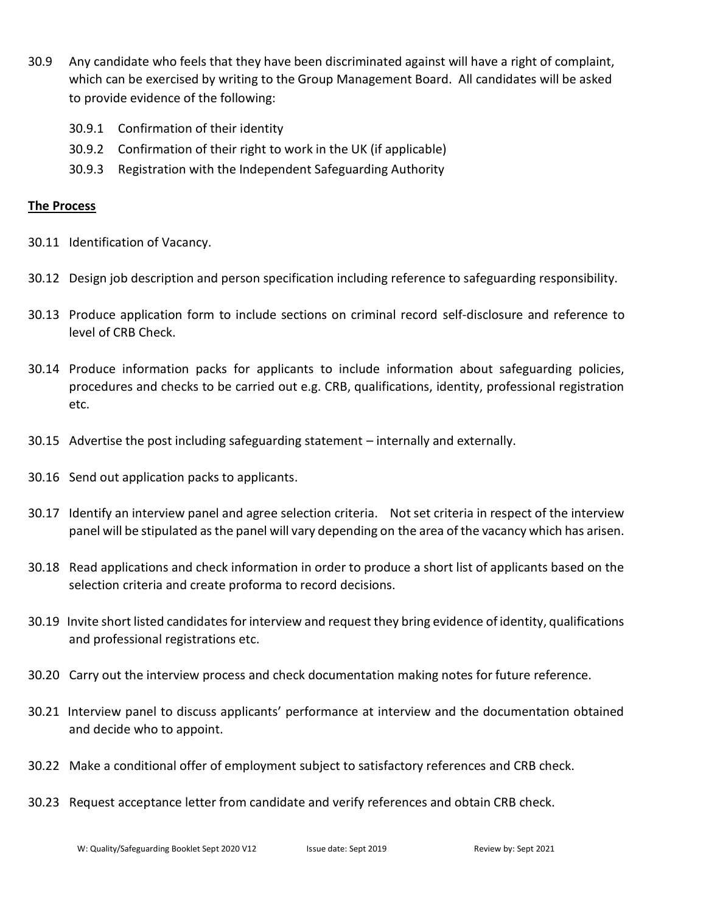30.9 Any candidate who feels that they have been discriminated against will have a right of complaint, which can be exercised by writing to the Group Management Board. All candidates will be asked to provide evidence of the following:

- 30.9.1 Confirmation of their identity
- 30.9.2 Confirmation of their right to work in the UK (if applicable)
- 30.9.3 Registration with the Independent Safeguarding Authority

**The Process**

30.11 Identification of Vacancy.

30.12 Design job description and person specification including reference to safeguarding responsibility.

30.13 Produce application form to include sections on criminal record self-disclosure and reference to level of CRB Check.

30.14 Produce information packs for applicants to include information about safeguarding policies, procedures and checks to be carried out e.g. CRB, qualifications, identity, professional registration etc.

30.15 Advertise the post including safeguarding statement – internally and externally.

30.16 Send out application packs to applicants.

30.17 Identify an interview panel and agree selection criteria. Not set criteria in respect of the interview panel will be stipulated as the panel will vary depending on the area of the vacancy which has arisen.

30.18 Read applications and check information in order to produce a short list of applicants based on the selection criteria and create proforma to record decisions.

30.19 Invite short listed candidates for interview and request they bring evidence of identity, qualifications and professional registrations etc.

30.20 Carry out the interview process and check documentation making notes for future reference.

30.21 Interview panel to discuss applicants' performance at interview and the documentation obtained and decide who to appoint.

30.22 Make a conditional offer of employment subject to satisfactory references and CRB check.

30.23 Request acceptance letter from candidate and verify references and obtain CRB check.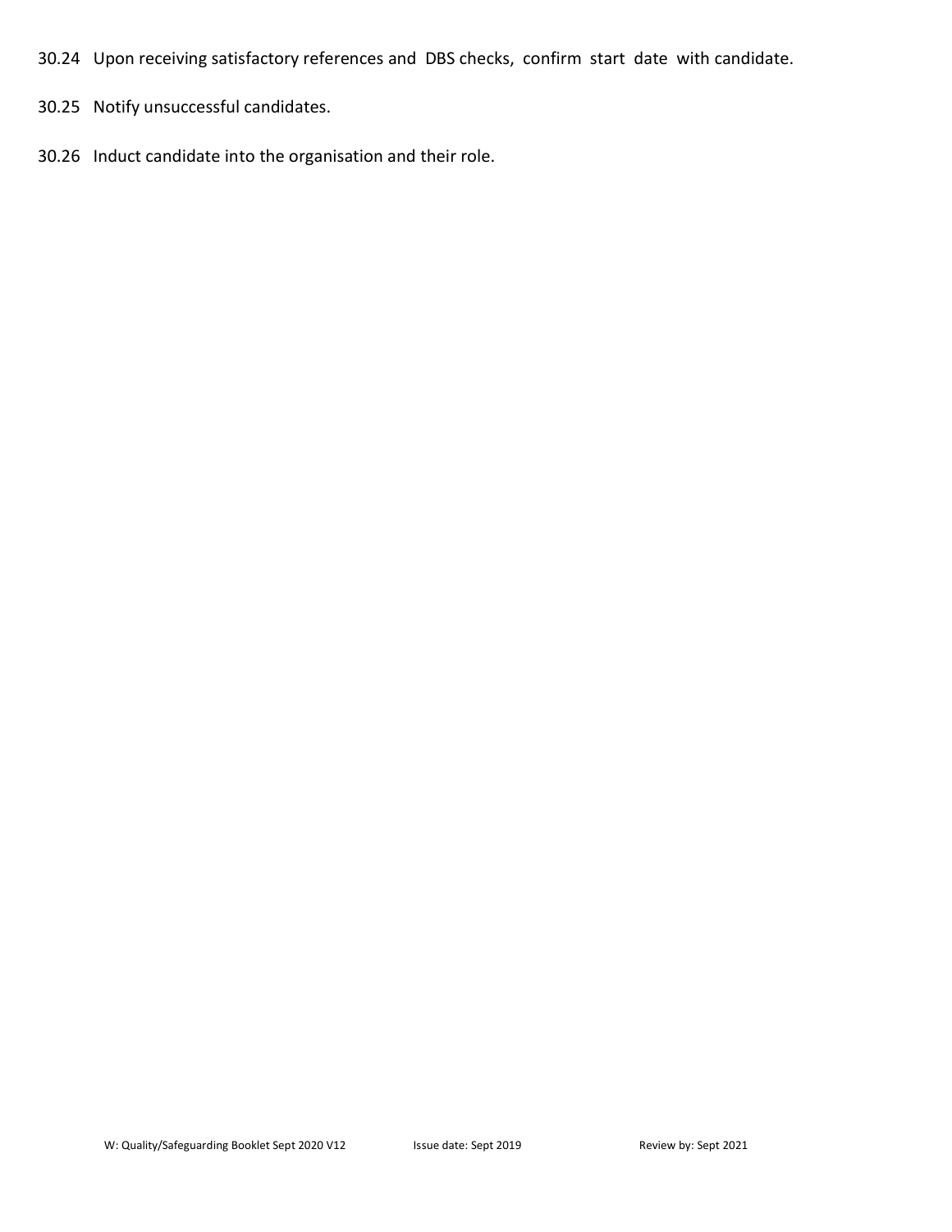30.24 Upon receiving satisfactory references and DBS checks, confirm start date with candidate.

30.25 Notify unsuccessful candidates.

30.26 Induct candidate into the organisation and their role.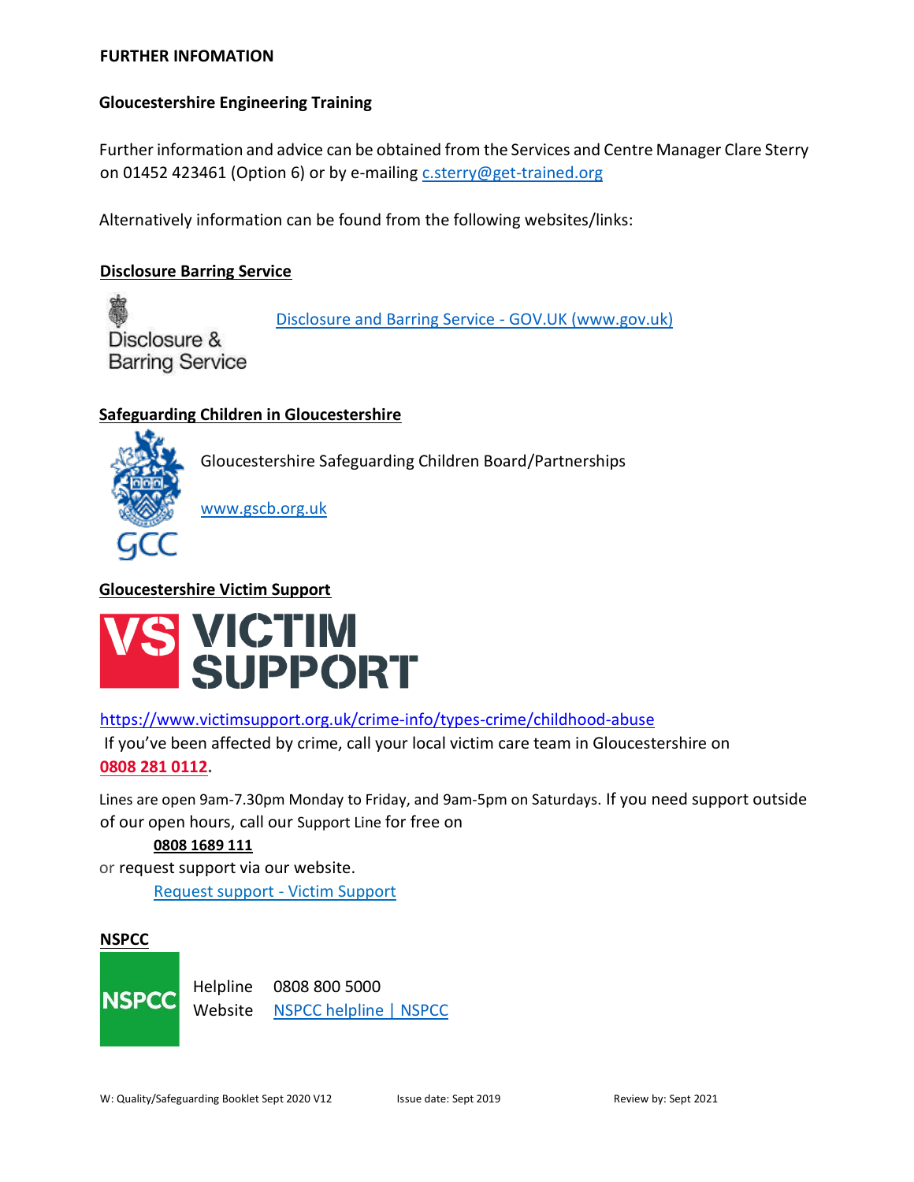**FURTHER INFOMATION**

**Gloucestershire Engineering Training**

Further information and advice can be obtained from the Services and Centre Manager Clare Sterry on 01452 423461 (Option 6) or by e-mailing c.sterry@get-trained.org

Alternatively information can be found from the following websites/links:

**Disclosure Barring Service**

Disclosure & Barring Service

Disclosure and Barring Service - GOV.UK (www.gov.uk)

**Safeguarding Children in Gloucestershire**

GCC

Gloucestershire Safeguarding Children Board/Partnerships

www.gscb.org.uk

**Gloucestershire Victim Support**

VS VICTIM SUPPORT

https://www.victimsupport.org.uk/crime-info/types-crime/childhood-abuse

If you've been affected by crime, call your local victim care team in Gloucestershire on **0808 281 0112**.

Lines are open 9am-7.30pm Monday to Friday, and 9am-5pm on Saturdays. If you need support outside of our open hours, call our Support Line for free on

**0808 1689 111**

or request support via our website.

Request support - Victim Support

**NSPCC**

NSPCC

Helpline 0808 800 5000

Website NSPCC helpline | NSPCC

W: Quality/Safeguarding Booklet Sept 2020 V12 Issue date: Sept 2019 Review by: Sept 2021